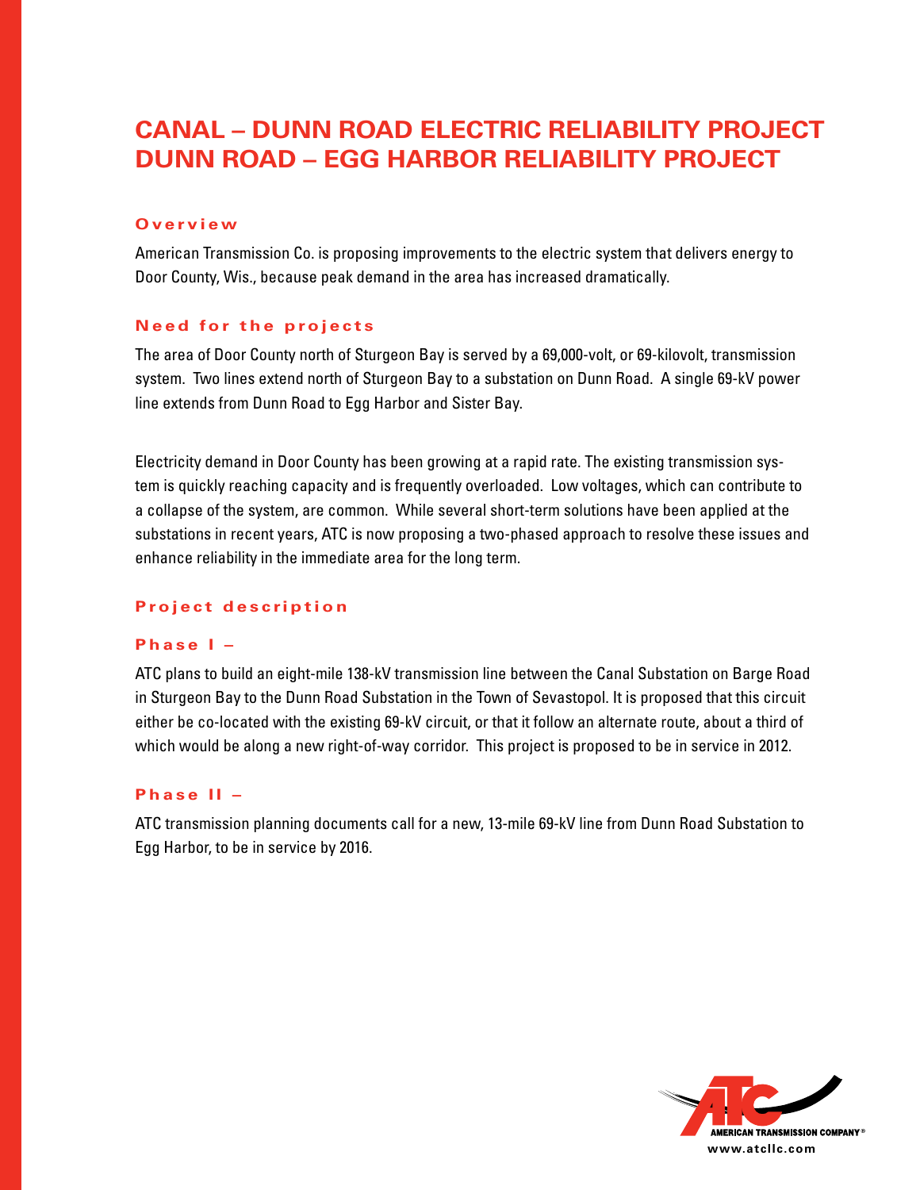# CANAL – DUNN ROAD ELECTRIC RELIABILITY PROJECT
# DUNN ROAD – EGG HARBOR RELIABILITY PROJECT

## Overview

American Transmission Co. is proposing improvements to the electric system that delivers energy to Door County, Wis., because peak demand in the area has increased dramatically.

## Need for the projects

The area of Door County north of Sturgeon Bay is served by a 69,000-volt, or 69-kilovolt, transmission system. Two lines extend north of Sturgeon Bay to a substation on Dunn Road. A single 69-kV power line extends from Dunn Road to Egg Harbor and Sister Bay.

Electricity demand in Door County has been growing at a rapid rate. The existing transmission system is quickly reaching capacity and is frequently overloaded. Low voltages, which can contribute to a collapse of the system, are common. While several short-term solutions have been applied at the substations in recent years, ATC is now proposing a two-phased approach to resolve these issues and enhance reliability in the immediate area for the long term.

## Project description

### Phase I –

ATC plans to build an eight-mile 138-kV transmission line between the Canal Substation on Barge Road in Sturgeon Bay to the Dunn Road Substation in the Town of Sevastopol. It is proposed that this circuit either be co-located with the existing 69-kV circuit, or that it follow an alternate route, about a third of which would be along a new right-of-way corridor. This project is proposed to be in service in 2012.

### Phase II –

ATC transmission planning documents call for a new, 13-mile 69-kV line from Dunn Road Substation to Egg Harbor, to be in service by 2016.

AMERICAN TRANSMISSION COMPANY®
www.atcllc.com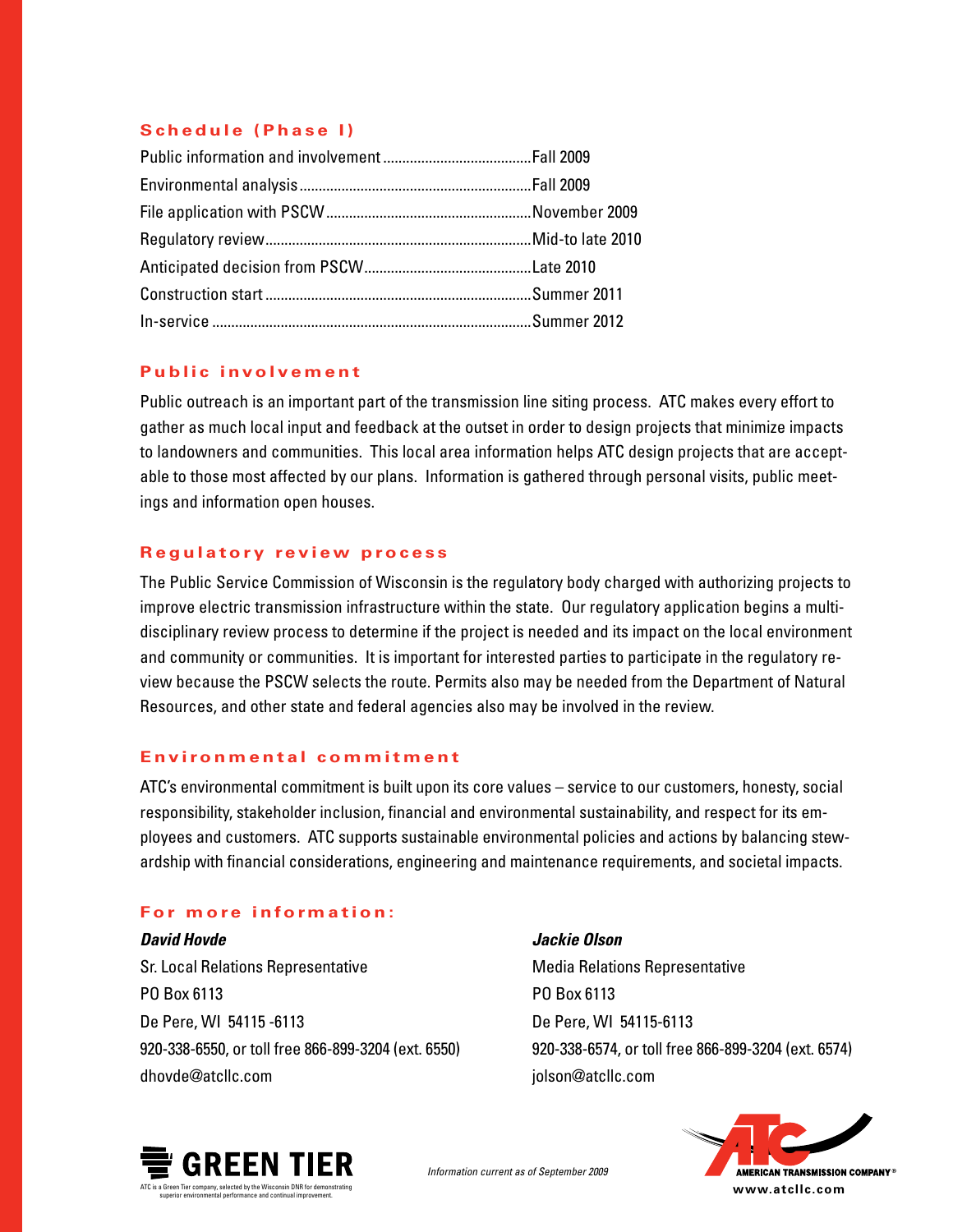## Schedule (Phase I)

| | |
|---|---|
| Public information and involvement | Fall 2009 |
| Environmental analysis | Fall 2009 |
| File application with PSCW | November 2009 |
| Regulatory review | Mid-to late 2010 |
| Anticipated decision from PSCW | Late 2010 |
| Construction start | Summer 2011 |
| In-service | Summer 2012 |

## Public involvement

Public outreach is an important part of the transmission line siting process. ATC makes every effort to gather as much local input and feedback at the outset in order to design projects that minimize impacts to landowners and communities. This local area information helps ATC design projects that are acceptable to those most affected by our plans. Information is gathered through personal visits, public meetings and information open houses.

## Regulatory review process

The Public Service Commission of Wisconsin is the regulatory body charged with authorizing projects to improve electric transmission infrastructure within the state. Our regulatory application begins a multidisciplinary review process to determine if the project is needed and its impact on the local environment and community or communities. It is important for interested parties to participate in the regulatory review because the PSCW selects the route. Permits also may be needed from the Department of Natural Resources, and other state and federal agencies also may be involved in the review.

## Environmental commitment

ATC's environmental commitment is built upon its core values – service to our customers, honesty, social responsibility, stakeholder inclusion, financial and environmental sustainability, and respect for its employees and customers. ATC supports sustainable environmental policies and actions by balancing stewardship with financial considerations, engineering and maintenance requirements, and societal impacts.

## For more information:

***David Hovde***
Sr. Local Relations Representative
PO Box 6113
De Pere, WI 54115 -6113
920-338-6550, or toll free 866-899-3204 (ext. 6550)
dhovde@atcllc.com

***Jackie Olson***
Media Relations Representative
PO Box 6113
De Pere, WI 54115-6113
920-338-6574, or toll free 866-899-3204 (ext. 6574)
jolson@atcllc.com

GREEN TIER
ATC is a Green Tier company, selected by the Wisconsin DNR for demonstrating superior environmental performance and continual improvement.

*Information current as of September 2009*

AMERICAN TRANSMISSION COMPANY®
www.atcllc.com